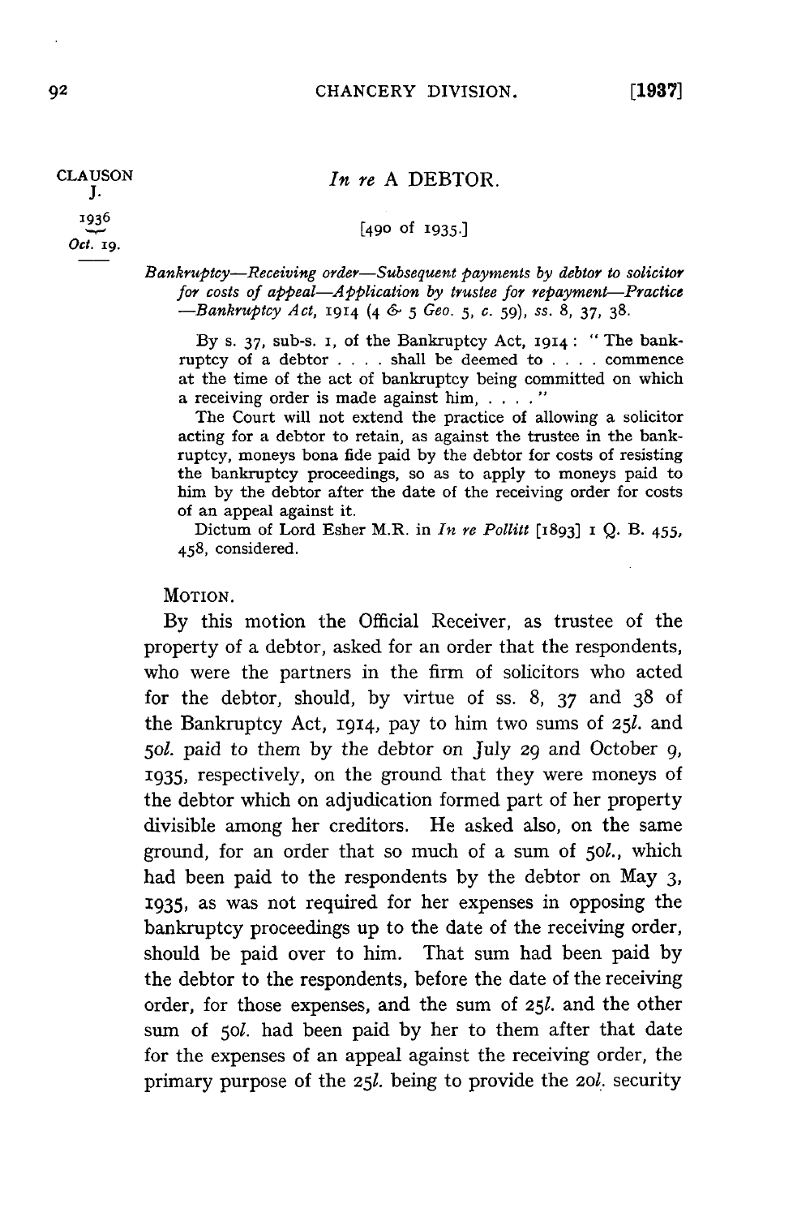CLAUSON J.

1936 Oct. 19.

## *In re* A DEBTOR.

[490 of 1935.]

*Bankruptcy—Receiving order—Subsequent payments by debtor to solicitor for costs of appeal—Application by trustee for repayment—Practice—Bankruptcy Act,* 1914 (4 & 5 *Geo.* 5, *c.* 59), *ss.* 8, 37, 38.

By s. 37, sub-s. 1, of the Bankruptcy Act, 1914: "The bankruptcy of a debtor . . . . shall be deemed to . . . . commence at the time of the act of bankruptcy being committed on which a receiving order is made against him, . . . ."

The Court will not extend the practice of allowing a solicitor acting for a debtor to retain, as against the trustee in the bankruptcy, moneys bona fide paid by the debtor for costs of resisting the bankruptcy proceedings, so as to apply to moneys paid to him by the debtor after the date of the receiving order for costs of an appeal against it.

Dictum of Lord Esher M.R. in *In re Pollitt* [1893] 1 Q. B. 455, 458, considered.

MOTION.

By this motion the Official Receiver, as trustee of the property of a debtor, asked for an order that the respondents, who were the partners in the firm of solicitors who acted for the debtor, should, by virtue of ss. 8, 37 and 38 of the Bankruptcy Act, 1914, pay to him two sums of 25*l.* and 50*l.* paid to them by the debtor on July 29 and October 9, 1935, respectively, on the ground that they were moneys of the debtor which on adjudication formed part of her property divisible among her creditors. He asked also, on the same ground, for an order that so much of a sum of 50*l.*, which had been paid to the respondents by the debtor on May 3, 1935, as was not required for her expenses in opposing the bankruptcy proceedings up to the date of the receiving order, should be paid over to him. That sum had been paid by the debtor to the respondents, before the date of the receiving order, for those expenses, and the sum of 25*l.* and the other sum of 50*l.* had been paid by her to them after that date for the expenses of an appeal against the receiving order, the primary purpose of the 25*l.* being to provide the 20*l.* security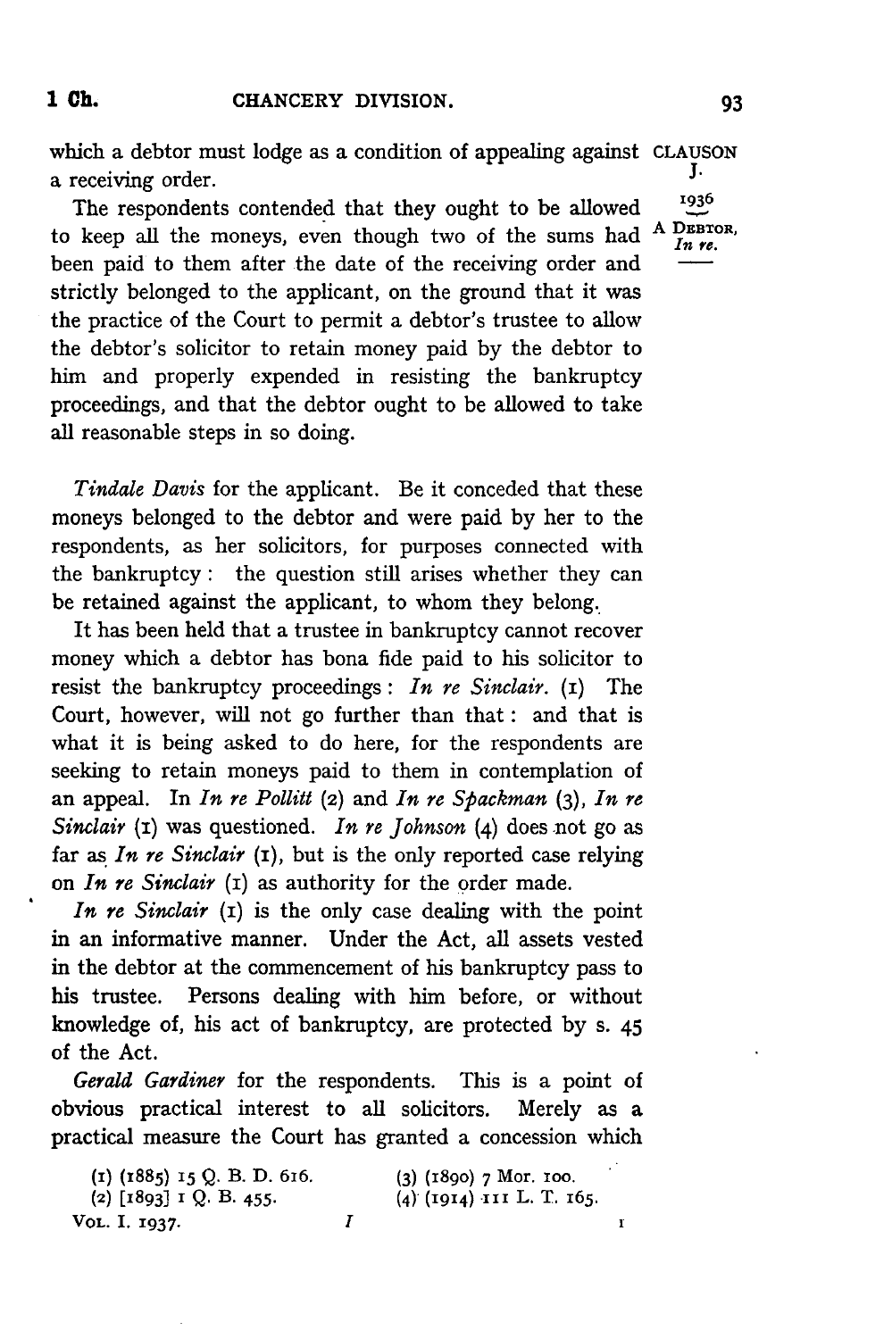which a debtor must lodge as a condition of appealing against a receiving order.

The respondents contended that they ought to be allowed to keep all the moneys, even though two of the sums had been paid to them after the date of the receiving order and strictly belonged to the applicant, on the ground that it was the practice of the Court to permit a debtor's trustee to allow the debtor's solicitor to retain money paid by the debtor to him and properly expended in resisting the bankruptcy proceedings, and that the debtor ought to be allowed to take all reasonable steps in so doing.

*Tindale Davis* for the applicant. Be it conceded that these moneys belonged to the debtor and were paid by her to the respondents, as her solicitors, for purposes connected with the bankruptcy: the question still arises whether they can be retained against the applicant, to whom they belong.

It has been held that a trustee in bankruptcy cannot recover money which a debtor has bona fide paid to his solicitor to resist the bankruptcy proceedings: *In re Sinclair.* (1) The Court, however, will not go further than that: and that is what it is being asked to do here, for the respondents are seeking to retain moneys paid to them in contemplation of an appeal. In *In re Pollitt* (2) and *In re Spackman* (3), *In re Sinclair* (1) was questioned. *In re Johnson* (4) does not go as far as *In re Sinclair* (1), but is the only reported case relying on *In re Sinclair* (1) as authority for the order made.

*In re Sinclair* (1) is the only case dealing with the point in an informative manner. Under the Act, all assets vested in the debtor at the commencement of his bankruptcy pass to his trustee. Persons dealing with him before, or without knowledge of, his act of bankruptcy, are protected by s. 45 of the Act.

*Gerald Gardiner* for the respondents. This is a point of obvious practical interest to all solicitors. Merely as a practical measure the Court has granted a concession which

(1) (1885) 15 Q. B. D. 616.
(2) [1893] 1 Q. B. 455.
(3) (1890) 7 Mor. 100.
(4) (1914) 111 L. T. 165.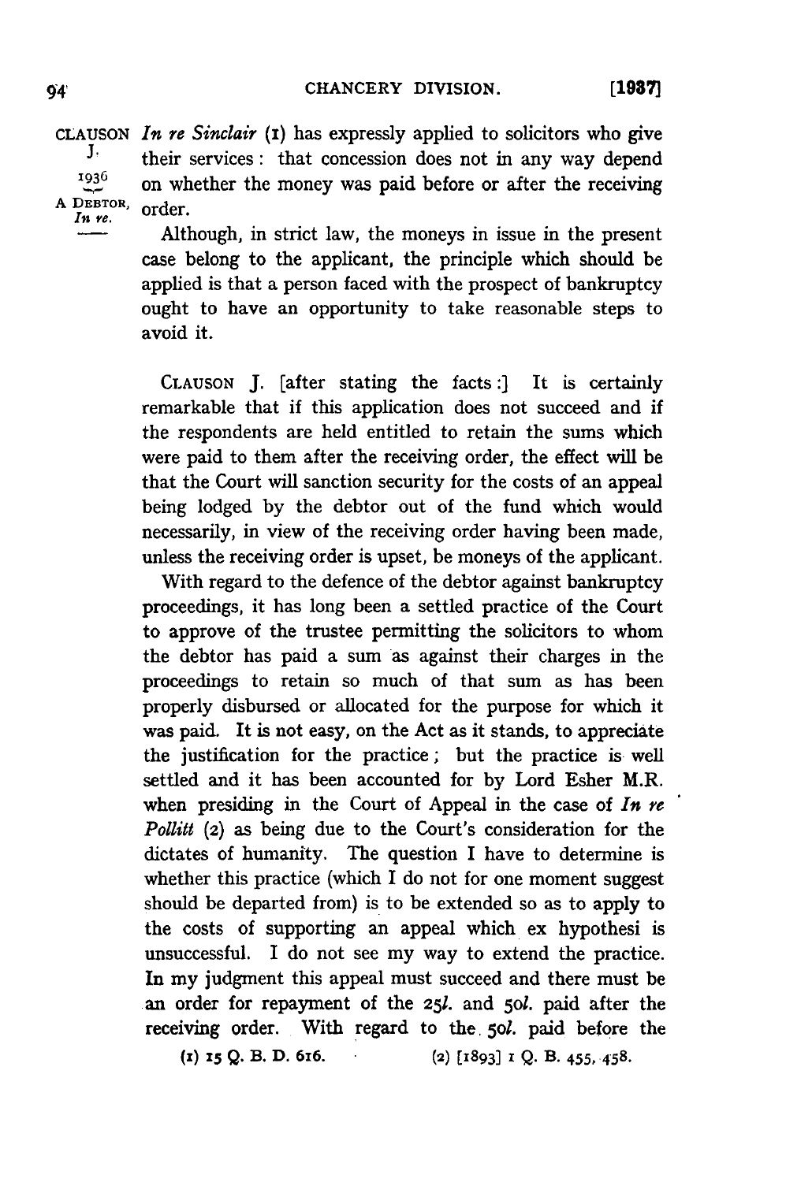*In re Sinclair* (1) has expressly applied to solicitors who give their services: that concession does not in any way depend on whether the money was paid before or after the receiving order.

Although, in strict law, the moneys in issue in the present case belong to the applicant, the principle which should be applied is that a person faced with the prospect of bankruptcy ought to have an opportunity to take reasonable steps to avoid it.

CLAUSON J. [after stating the facts:] It is certainly remarkable that if this application does not succeed and if the respondents are held entitled to retain the sums which were paid to them after the receiving order, the effect will be that the Court will sanction security for the costs of an appeal being lodged by the debtor out of the fund which would necessarily, in view of the receiving order having been made, unless the receiving order is upset, be moneys of the applicant.

With regard to the defence of the debtor against bankruptcy proceedings, it has long been a settled practice of the Court to approve of the trustee permitting the solicitors to whom the debtor has paid a sum as against their charges in the proceedings to retain so much of that sum as has been properly disbursed or allocated for the purpose for which it was paid. It is not easy, on the Act as it stands, to appreciate the justification for the practice; but the practice is well settled and it has been accounted for by Lord Esher M.R. when presiding in the Court of Appeal in the case of *In re Pollitt* (2) as being due to the Court's consideration for the dictates of humanity. The question I have to determine is whether this practice (which I do not for one moment suggest should be departed from) is to be extended so as to apply to the costs of supporting an appeal which ex hypothesi is unsuccessful. I do not see my way to extend the practice. In my judgment this appeal must succeed and there must be an order for repayment of the 25*l.* and 50*l.* paid after the receiving order. With regard to the 50*l.* paid before the

(1) 15 Q. B. D. 616.

(2) [1893] 1 Q. B. 455, 458.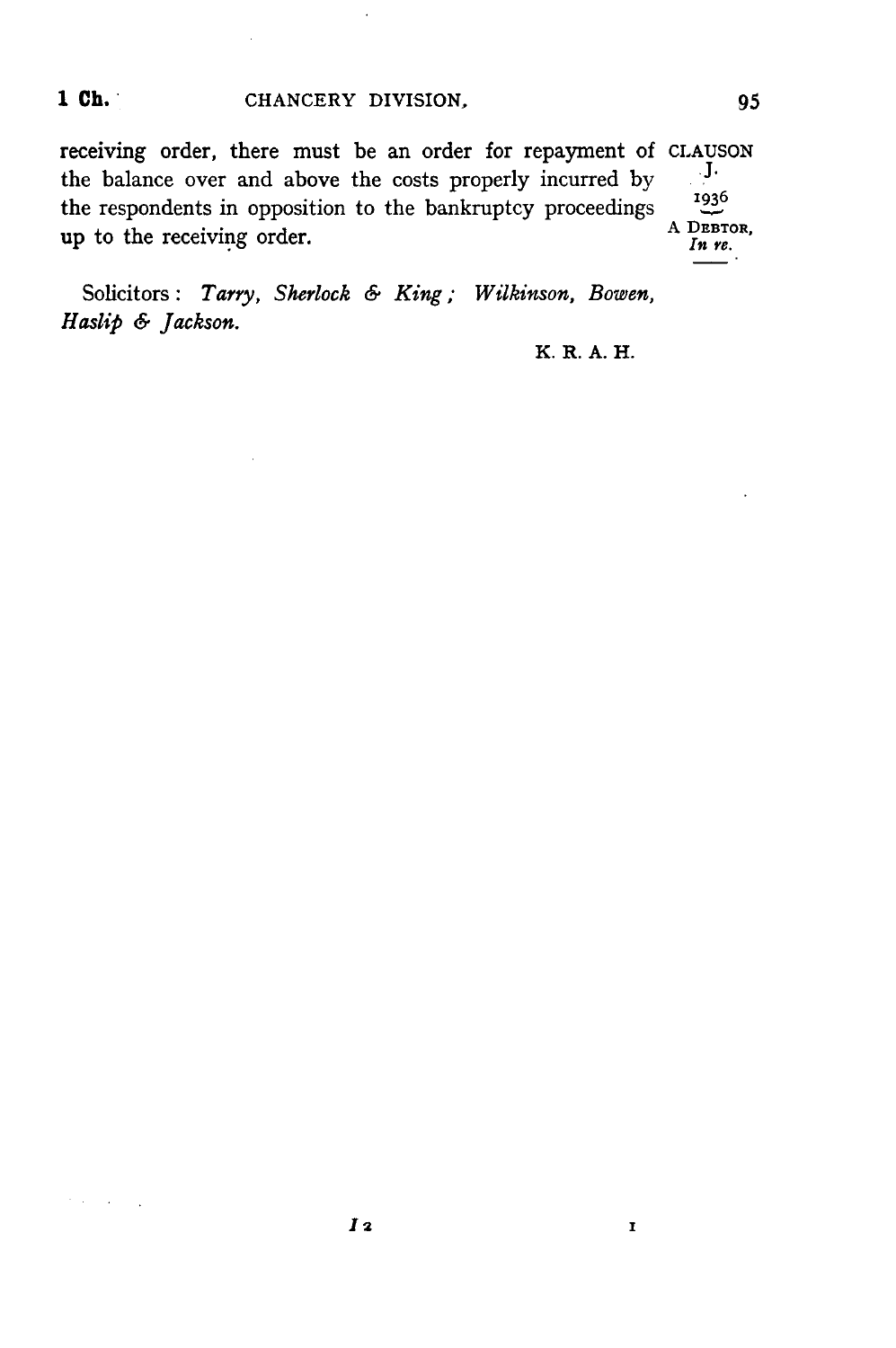receiving order, there must be an order for repayment of the balance over and above the costs properly incurred by the respondents in opposition to the bankruptcy proceedings up to the receiving order.

Solicitors: *Tarry, Sherlock & King; Wilkinson, Bowen, Haslip & Jackson.*

K. R. A. H.